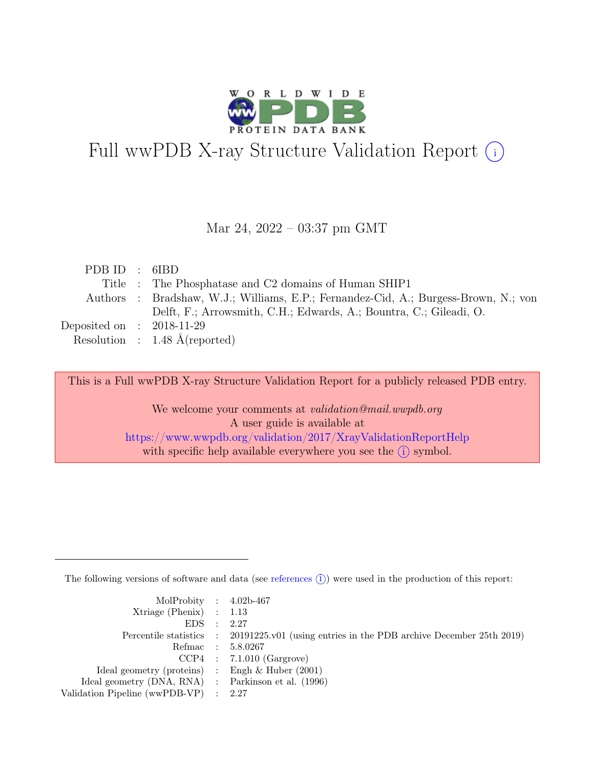# Full wwPDB X-ray Structure Validation Report (i)

Mar 24, 2022 – 03:37 pm GMT

| | | |
|---|---|---|
| PDB ID | : | 6IBD |
| Title | : | The Phosphatase and C2 domains of Human SHIP1 |
| Authors | : | Bradshaw, W.J.; Williams, E.P.; Fernandez-Cid, A.; Burgess-Brown, N.; von Delft, F.; Arrowsmith, C.H.; Edwards, A.; Bountra, C.; Gileadi, O. |
| Deposited on | : | 2018-11-29 |
| Resolution | : | 1.48 Å(reported) |

This is a Full wwPDB X-ray Structure Validation Report for a publicly released PDB entry.

We welcome your comments at *validation@mail.wwpdb.org*
A user guide is available at
https://www.wwpdb.org/validation/2017/XrayValidationReportHelp
with specific help available everywhere you see the (i) symbol.

The following versions of software and data (see references (i)) were used in the production of this report:

| | | |
|---|---|---|
| MolProbity | : | 4.02b-467 |
| Xtriage (Phenix) | : | 1.13 |
| EDS | : | 2.27 |
| Percentile statistics | : | 20191225.v01 (using entries in the PDB archive December 25th 2019) |
| Refmac | : | 5.8.0267 |
| CCP4 | : | 7.1.010 (Gargrove) |
| Ideal geometry (proteins) | : | Engh & Huber (2001) |
| Ideal geometry (DNA, RNA) | : | Parkinson et al. (1996) |
| Validation Pipeline (wwPDB-VP) | : | 2.27 |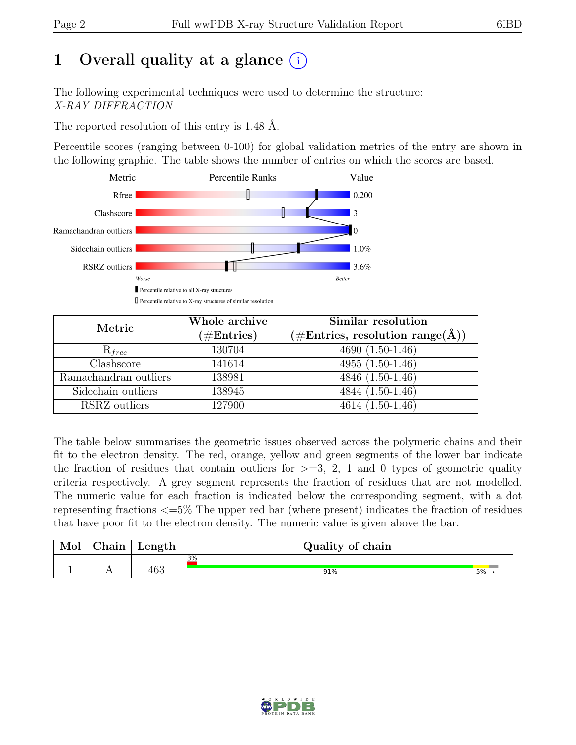# 1 Overall quality at a glance (i)

The following experimental techniques were used to determine the structure:
*X-RAY DIFFRACTION*

The reported resolution of this entry is 1.48 Å.

Percentile scores (ranging between 0-100) for global validation metrics of the entry are shown in the following graphic. The table shows the number of entries on which the scores are based.

| Metric | Value |
|---|---|
| Rfree | 0.200 |
| Clashscore | 3 |
| Ramachandran outliers | 0 |
| Sidechain outliers | 1.0% |
| RSRZ outliers | 3.6% |

Percentile relative to all X-ray structures

Percentile relative to X-ray structures of similar resolution

| Metric | Whole archive (#Entries) | Similar resolution (#Entries, resolution range(Å)) |
|---|---|---|
| $R_{free}$ | 130704 | 4690 (1.50-1.46) |
| Clashscore | 141614 | 4955 (1.50-1.46) |
| Ramachandran outliers | 138981 | 4846 (1.50-1.46) |
| Sidechain outliers | 138945 | 4844 (1.50-1.46) |
| RSRZ outliers | 127900 | 4614 (1.50-1.46) |

The table below summarises the geometric issues observed across the polymeric chains and their fit to the electron density. The red, orange, yellow and green segments of the lower bar indicate the fraction of residues that contain outliers for >=3, 2, 1 and 0 types of geometric quality criteria respectively. A grey segment represents the fraction of residues that are not modelled. The numeric value for each fraction is indicated below the corresponding segment, with a dot representing fractions <=5% The upper red bar (where present) indicates the fraction of residues that have poor fit to the electron density. The numeric value is given above the bar.

| Mol | Chain | Length | Quality of chain |
|---|---|---|---|
| 1 | A | 463 | 3% / 91% / 5% / • |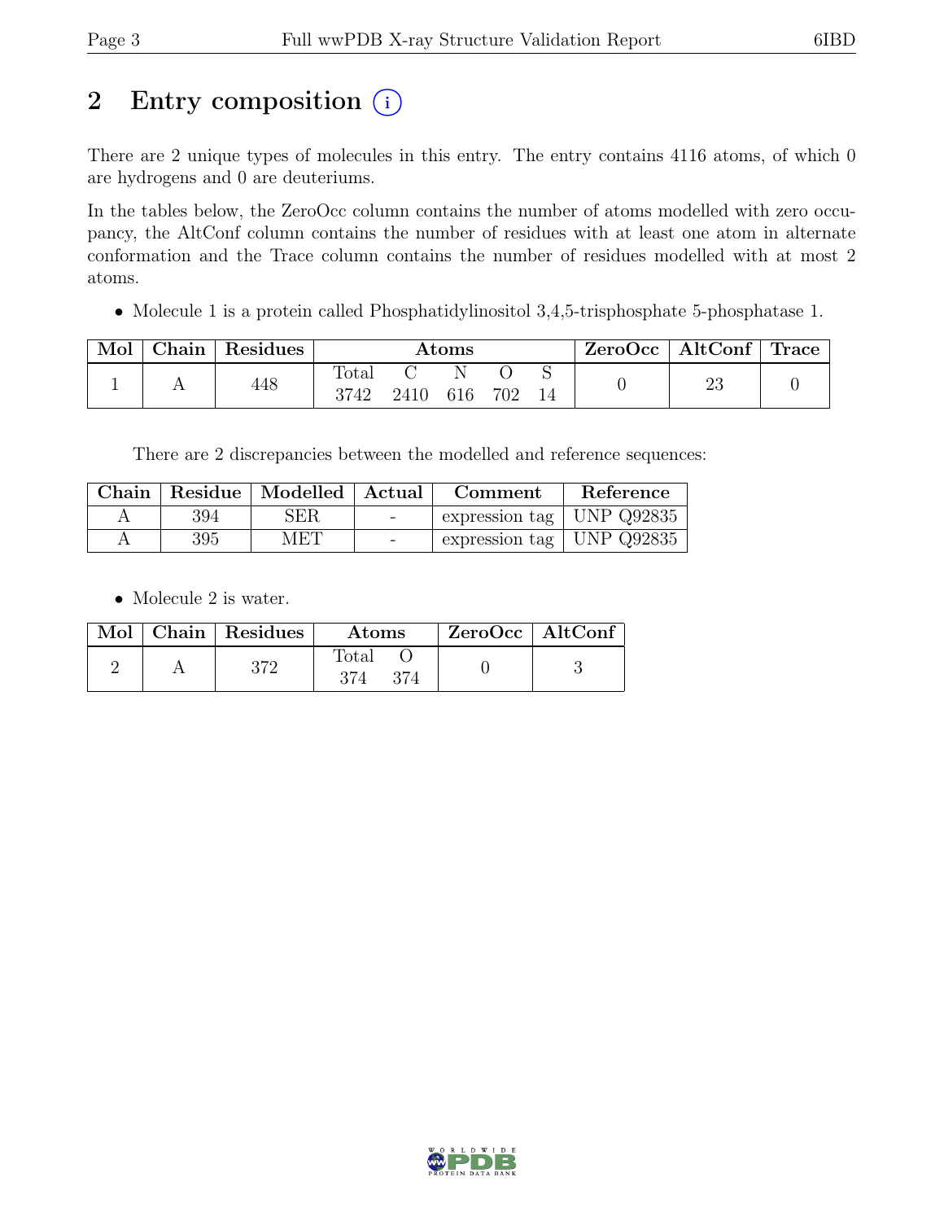# 2 Entry composition (i)

There are 2 unique types of molecules in this entry. The entry contains 4116 atoms, of which 0 are hydrogens and 0 are deuteriums.

In the tables below, the ZeroOcc column contains the number of atoms modelled with zero occupancy, the AltConf column contains the number of residues with at least one atom in alternate conformation and the Trace column contains the number of residues modelled with at most 2 atoms.

- Molecule 1 is a protein called Phosphatidylinositol 3,4,5-trisphosphate 5-phosphatase 1.

| Mol | Chain | Residues | Atoms | | | | | ZeroOcc | AltConf | Trace |
|---|---|---|---|---|---|---|---|---|---|---|
| | | | Total | C | N | O | S | | | |
| 1 | A | 448 | 3742 | 2410 | 616 | 702 | 14 | 0 | 23 | 0 |

There are 2 discrepancies between the modelled and reference sequences:

| Chain | Residue | Modelled | Actual | Comment | Reference |
|---|---|---|---|---|---|
| A | 394 | SER | - | expression tag | UNP Q92835 |
| A | 395 | MET | - | expression tag | UNP Q92835 |

- Molecule 2 is water.

| Mol | Chain | Residues | Atoms | | ZeroOcc | AltConf |
|---|---|---|---|---|---|---|
| | | | Total | O | | |
| 2 | A | 372 | 374 | 374 | 0 | 3 |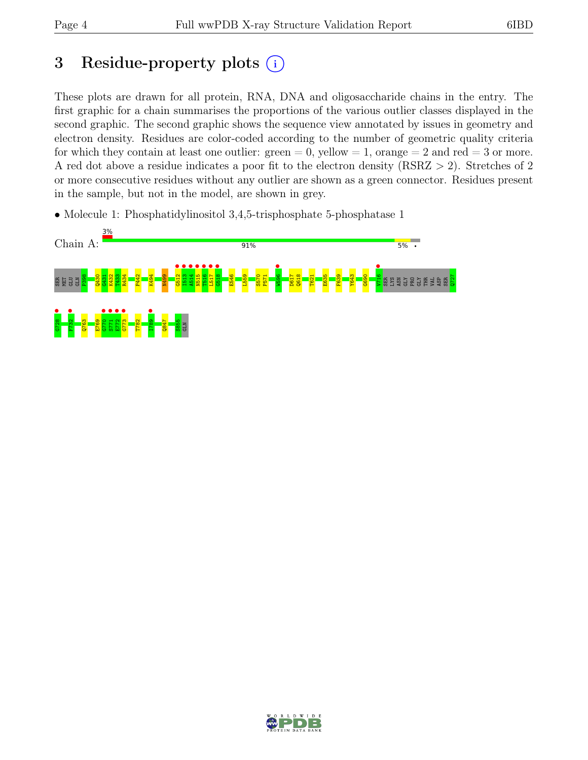# 3 Residue-property plots

These plots are drawn for all protein, RNA, DNA and oligosaccharide chains in the entry. The first graphic for a chain summarises the proportions of the various outlier classes displayed in the second graphic. The second graphic shows the sequence view annotated by issues in geometry and electron density. Residues are color-coded according to the number of geometric quality criteria for which they contain at least one outlier: green = 0, yellow = 1, orange = 2 and red = 3 or more. A red dot above a residue indicates a poor fit to the electron density (RSRZ > 2). Stretches of 2 or more consecutive residues without any outlier are shown as a green connector. Residues present in the sample, but not in the model, are shown in grey.

- Molecule 1: Phosphatidylinositol 3,4,5-trisphosphate 5-phosphatase 1

Chain A: 3% | 91% | 5% | •

SER MET GLU GLN P398 Q430 G431 K432 T433 R434 P442 K494 N499 G512 I513 A514 N515 T516 L517 G518 E546 L559 S570 P571 W596 D617 Q618 T621 E635 F639 Y643 G690 V716 SER LYS ASN GLY PRO GLY THR VAL ASP SER Q727

G728 F732 Q763 E769 G770 S771 E772 G773 T782 I789 Q847 S855 GLN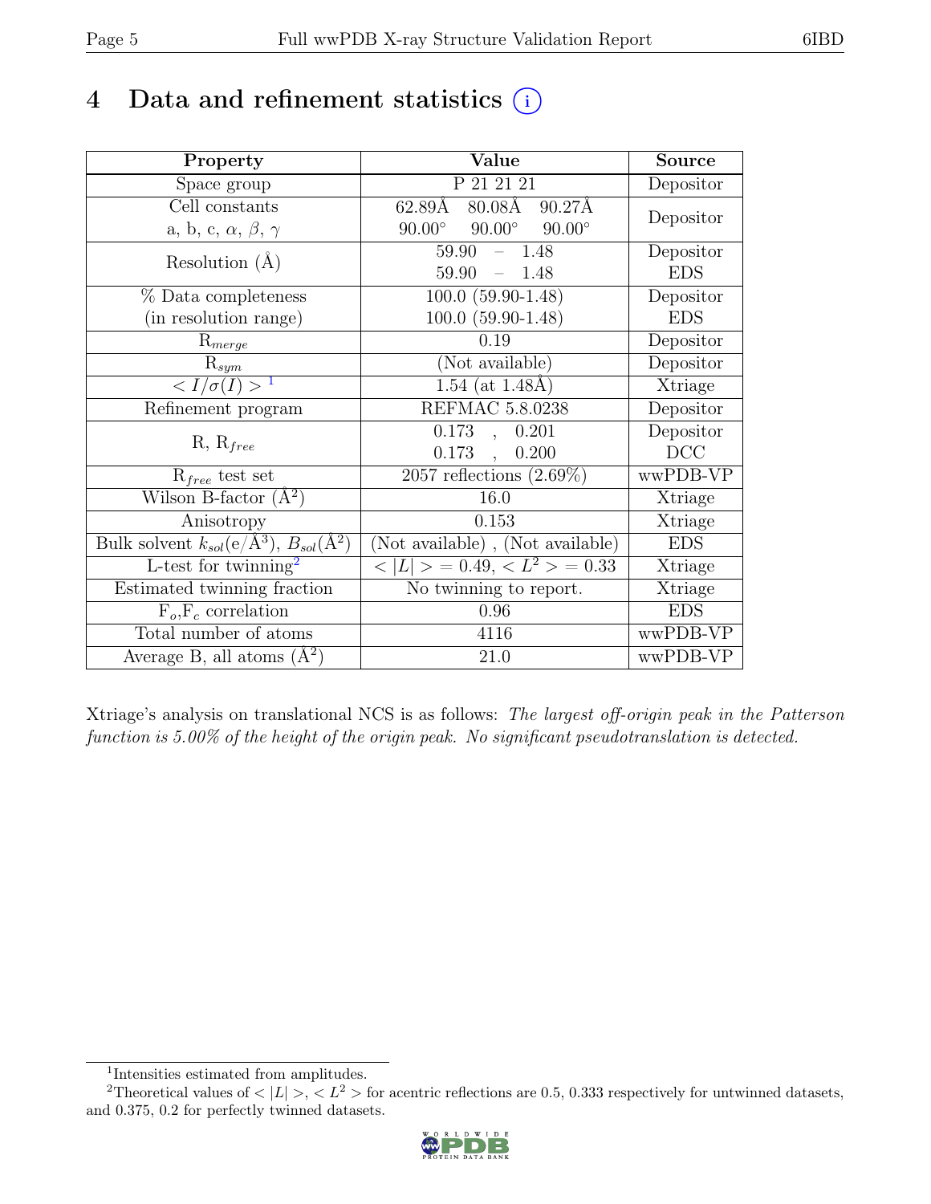# 4 Data and refinement statistics (i)

| Property | Value | Source |
|---|---|---|
| Space group | P 21 21 21 | Depositor |
| Cell constants<br>a, b, c, $\alpha$, $\beta$, $\gamma$ | 62.89Å 80.08Å 90.27Å<br>90.00° 90.00° 90.00° | Depositor |
| Resolution (Å) | 59.90 – 1.48<br>59.90 – 1.48 | Depositor<br>EDS |
| % Data completeness<br>(in resolution range) | 100.0 (59.90-1.48)<br>100.0 (59.90-1.48) | Depositor<br>EDS |
| $R_{merge}$ | 0.19 | Depositor |
| $R_{sym}$ | (Not available) | Depositor |
| $< I/\sigma(I) >$ [1] | 1.54 (at 1.48Å) | Xtriage |
| Refinement program | REFMAC 5.8.0238 | Depositor |
| R, $R_{free}$ | 0.173 , 0.201<br>0.173 , 0.200 | Depositor<br>DCC |
| $R_{free}$ test set | 2057 reflections (2.69%) | wwPDB-VP |
| Wilson B-factor (Å$^2$) | 16.0 | Xtriage |
| Anisotropy | 0.153 | Xtriage |
| Bulk solvent $k_{sol}$(e/Å$^3$), $B_{sol}$(Å$^2$) | (Not available) , (Not available) | EDS |
| L-test for twinning[2] | $< \|L\| > = 0.49$, $< L^2 > = 0.33$ | Xtriage |
| Estimated twinning fraction | No twinning to report. | Xtriage |
| $F_o$,$F_c$ correlation | 0.96 | EDS |
| Total number of atoms | 4116 | wwPDB-VP |
| Average B, all atoms (Å$^2$) | 21.0 | wwPDB-VP |

Xtriage's analysis on translational NCS is as follows: *The largest off-origin peak in the Patterson function is 5.00% of the height of the origin peak. No significant pseudotranslation is detected.*

[1] Intensities estimated from amplitudes.

[2] Theoretical values of $< |L| >$, $< L^2 >$ for acentric reflections are 0.5, 0.333 respectively for untwinned datasets, and 0.375, 0.2 for perfectly twinned datasets.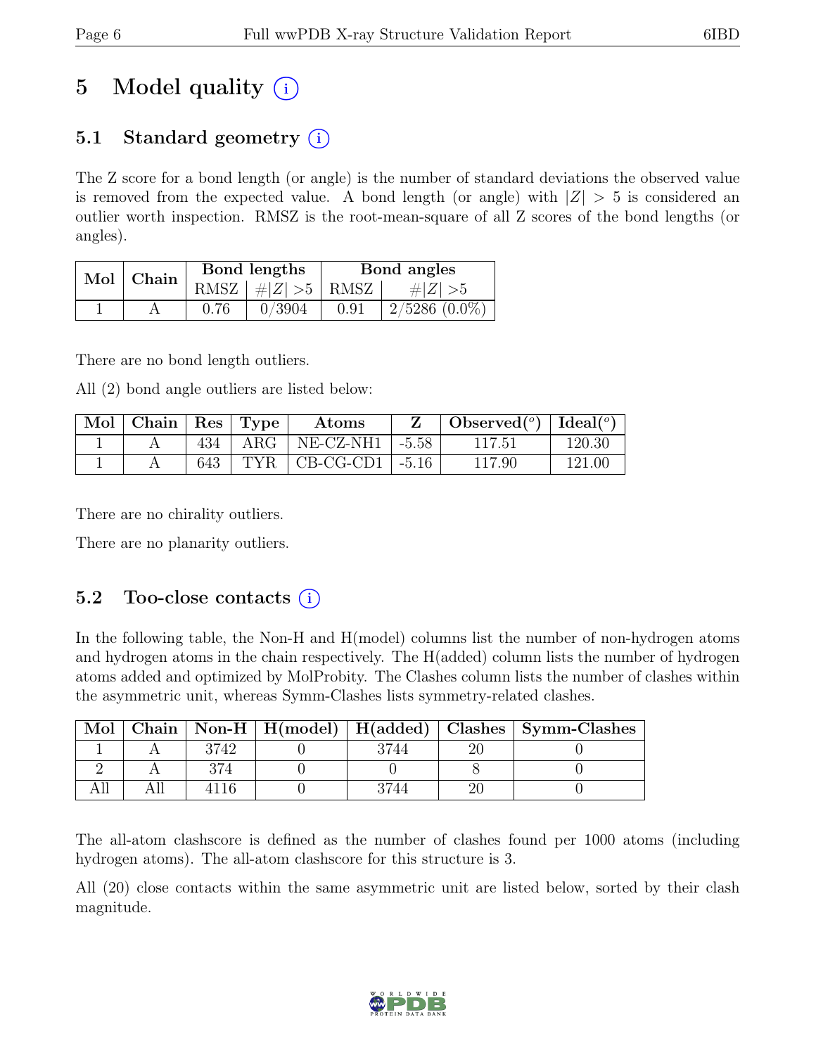# 5 Model quality

## 5.1 Standard geometry

The Z score for a bond length (or angle) is the number of standard deviations the observed value is removed from the expected value. A bond length (or angle) with $|Z| > 5$ is considered an outlier worth inspection. RMSZ is the root-mean-square of all Z scores of the bond lengths (or angles).

| Mol | Chain | Bond lengths | | Bond angles | |
|---|---|---|---|---|---|
| | | RMSZ | $\#\|Z\| > 5$ | RMSZ | $\#\|Z\| > 5$ |
| 1 | A | 0.76 | 0/3904 | 0.91 | 2/5286 (0.0%) |

There are no bond length outliers.

All (2) bond angle outliers are listed below:

| Mol | Chain | Res | Type | Atoms | Z | Observed($^o$) | Ideal($^o$) |
|---|---|---|---|---|---|---|---|
| 1 | A | 434 | ARG | NE-CZ-NH1 | -5.58 | 117.51 | 120.30 |
| 1 | A | 643 | TYR | CB-CG-CD1 | -5.16 | 117.90 | 121.00 |

There are no chirality outliers.

There are no planarity outliers.

## 5.2 Too-close contacts

In the following table, the Non-H and H(model) columns list the number of non-hydrogen atoms and hydrogen atoms in the chain respectively. The H(added) column lists the number of hydrogen atoms added and optimized by MolProbity. The Clashes column lists the number of clashes within the asymmetric unit, whereas Symm-Clashes lists symmetry-related clashes.

| Mol | Chain | Non-H | H(model) | H(added) | Clashes | Symm-Clashes |
|---|---|---|---|---|---|---|
| 1 | A | 3742 | 0 | 3744 | 20 | 0 |
| 2 | A | 374 | 0 | 0 | 8 | 0 |
| All | All | 4116 | 0 | 3744 | 20 | 0 |

The all-atom clashscore is defined as the number of clashes found per 1000 atoms (including hydrogen atoms). The all-atom clashscore for this structure is 3.

All (20) close contacts within the same asymmetric unit are listed below, sorted by their clash magnitude.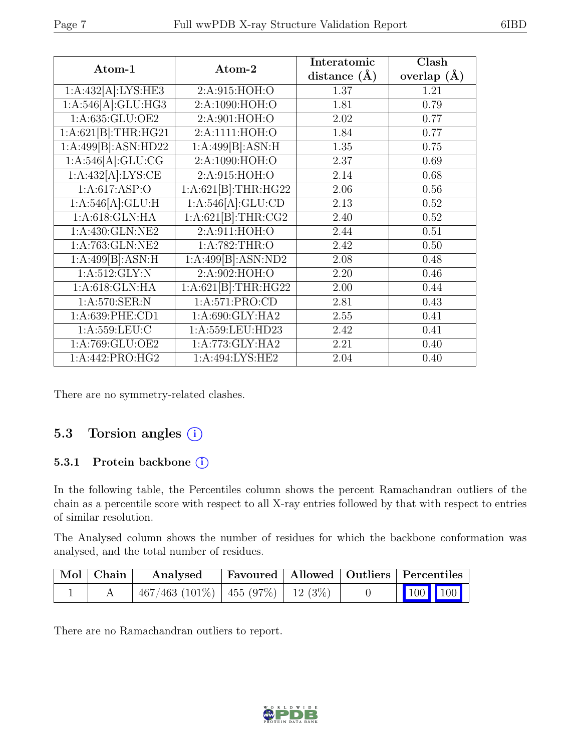| Atom-1 | Atom-2 | Interatomic distance (Å) | Clash overlap (Å) |
|---|---|---|---|
| 1:A:432[A]:LYS:HE3 | 2:A:915:HOH:O | 1.37 | 1.21 |
| 1:A:546[A]:GLU:HG3 | 2:A:1090:HOH:O | 1.81 | 0.79 |
| 1:A:635:GLU:OE2 | 2:A:901:HOH:O | 2.02 | 0.77 |
| 1:A:621[B]:THR:HG21 | 2:A:1111:HOH:O | 1.84 | 0.77 |
| 1:A:499[B]:ASN:HD22 | 1:A:499[B]:ASN:H | 1.35 | 0.75 |
| 1:A:546[A]:GLU:CG | 2:A:1090:HOH:O | 2.37 | 0.69 |
| 1:A:432[A]:LYS:CE | 2:A:915:HOH:O | 2.14 | 0.68 |
| 1:A:617:ASP:O | 1:A:621[B]:THR:HG22 | 2.06 | 0.56 |
| 1:A:546[A]:GLU:H | 1:A:546[A]:GLU:CD | 2.13 | 0.52 |
| 1:A:618:GLN:HA | 1:A:621[B]:THR:CG2 | 2.40 | 0.52 |
| 1:A:430:GLN:NE2 | 2:A:911:HOH:O | 2.44 | 0.51 |
| 1:A:763:GLN:NE2 | 1:A:782:THR:O | 2.42 | 0.50 |
| 1:A:499[B]:ASN:H | 1:A:499[B]:ASN:ND2 | 2.08 | 0.48 |
| 1:A:512:GLY:N | 2:A:902:HOH:O | 2.20 | 0.46 |
| 1:A:618:GLN:HA | 1:A:621[B]:THR:HG22 | 2.00 | 0.44 |
| 1:A:570:SER:N | 1:A:571:PRO:CD | 2.81 | 0.43 |
| 1:A:639:PHE:CD1 | 1:A:690:GLY:HA2 | 2.55 | 0.41 |
| 1:A:559:LEU:C | 1:A:559:LEU:HD23 | 2.42 | 0.41 |
| 1:A:769:GLU:OE2 | 1:A:773:GLY:HA2 | 2.21 | 0.40 |
| 1:A:442:PRO:HG2 | 1:A:494:LYS:HE2 | 2.04 | 0.40 |

There are no symmetry-related clashes.

## 5.3 Torsion angles (i)

### 5.3.1 Protein backbone (i)

In the following table, the Percentiles column shows the percent Ramachandran outliers of the chain as a percentile score with respect to all X-ray entries followed by that with respect to entries of similar resolution.

The Analysed column shows the number of residues for which the backbone conformation was analysed, and the total number of residues.

| Mol | Chain | Analysed | Favoured | Allowed | Outliers | Percentiles |
|---|---|---|---|---|---|---|
| 1 | A | 467/463 (101%) | 455 (97%) | 12 (3%) | 0 | 100 100 |

There are no Ramachandran outliers to report.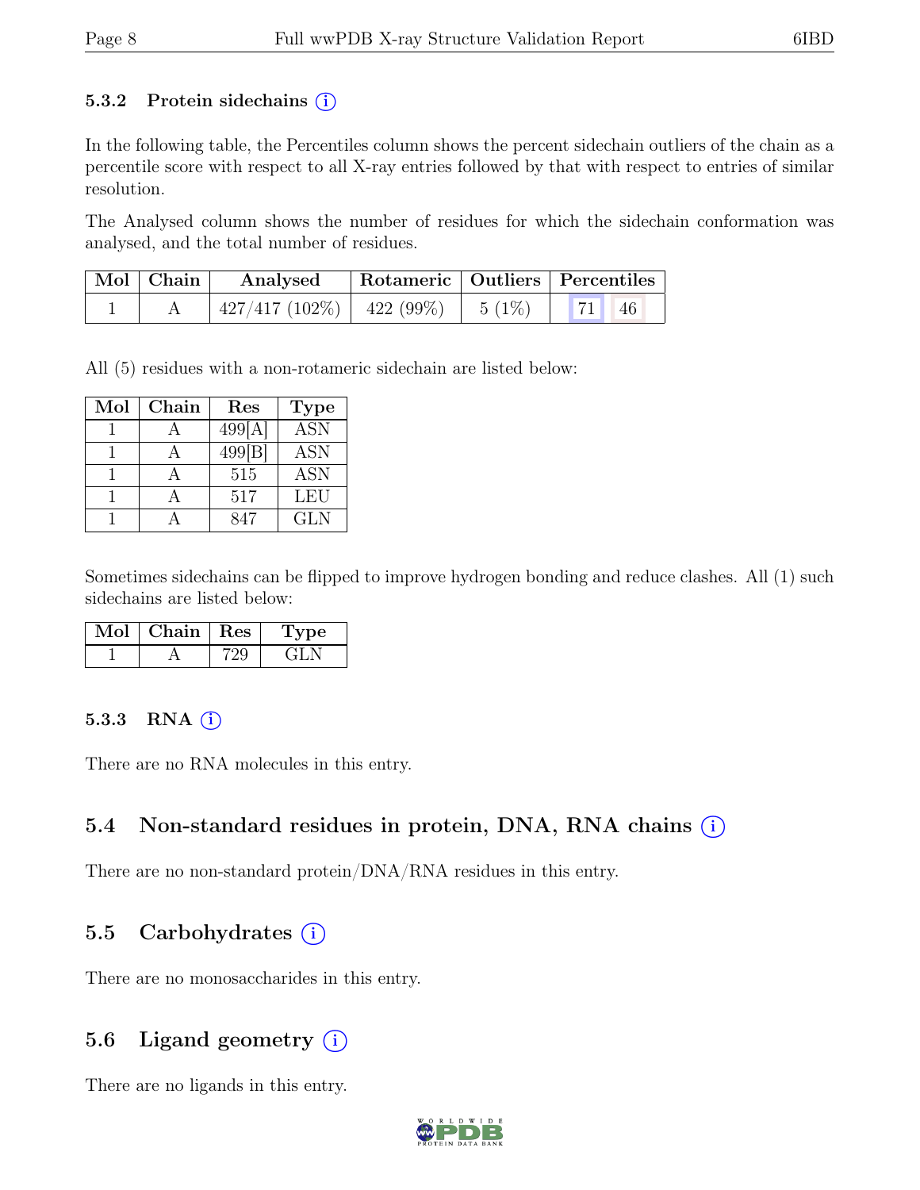### 5.3.2 Protein sidechains (i)

In the following table, the Percentiles column shows the percent sidechain outliers of the chain as a percentile score with respect to all X-ray entries followed by that with respect to entries of similar resolution.

The Analysed column shows the number of residues for which the sidechain conformation was analysed, and the total number of residues.

| Mol | Chain | Analysed | Rotameric | Outliers | Percentiles | |
|---|---|---|---|---|---|---|
| 1 | A | 427/417 (102%) | 422 (99%) | 5 (1%) | 71 | 46 |

All (5) residues with a non-rotameric sidechain are listed below:

| Mol | Chain | Res | Type |
|---|---|---|---|
| 1 | A | 499[A] | ASN |
| 1 | A | 499[B] | ASN |
| 1 | A | 515 | ASN |
| 1 | A | 517 | LEU |
| 1 | A | 847 | GLN |

Sometimes sidechains can be flipped to improve hydrogen bonding and reduce clashes. All (1) such sidechains are listed below:

| Mol | Chain | Res | Type |
|---|---|---|---|
| 1 | A | 729 | GLN |

### 5.3.3 RNA (i)

There are no RNA molecules in this entry.

## 5.4 Non-standard residues in protein, DNA, RNA chains (i)

There are no non-standard protein/DNA/RNA residues in this entry.

## 5.5 Carbohydrates (i)

There are no monosaccharides in this entry.

## 5.6 Ligand geometry (i)

There are no ligands in this entry.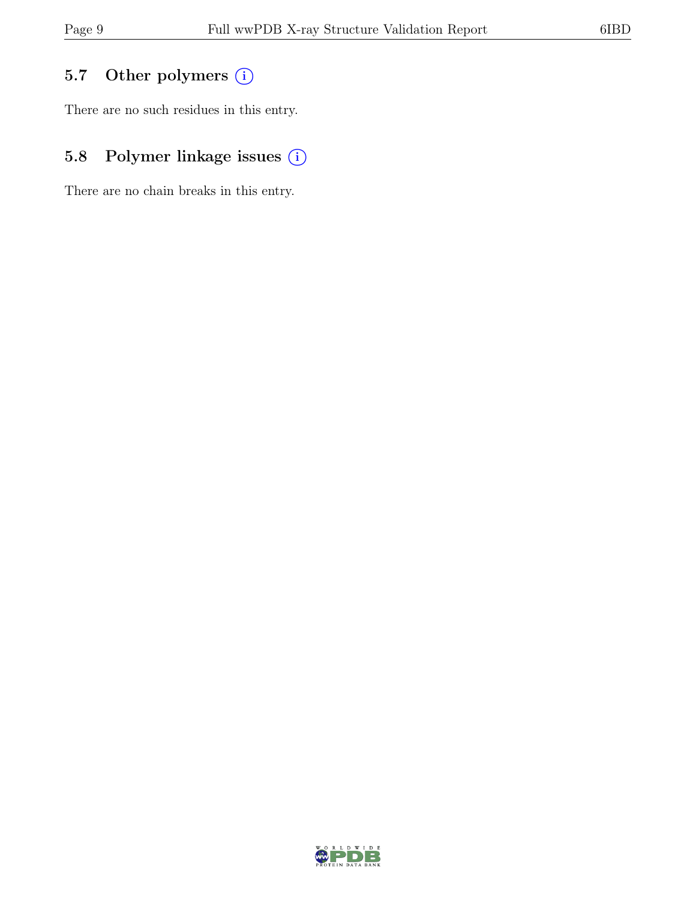## 5.7 Other polymers (i)

There are no such residues in this entry.

## 5.8 Polymer linkage issues (i)

There are no chain breaks in this entry.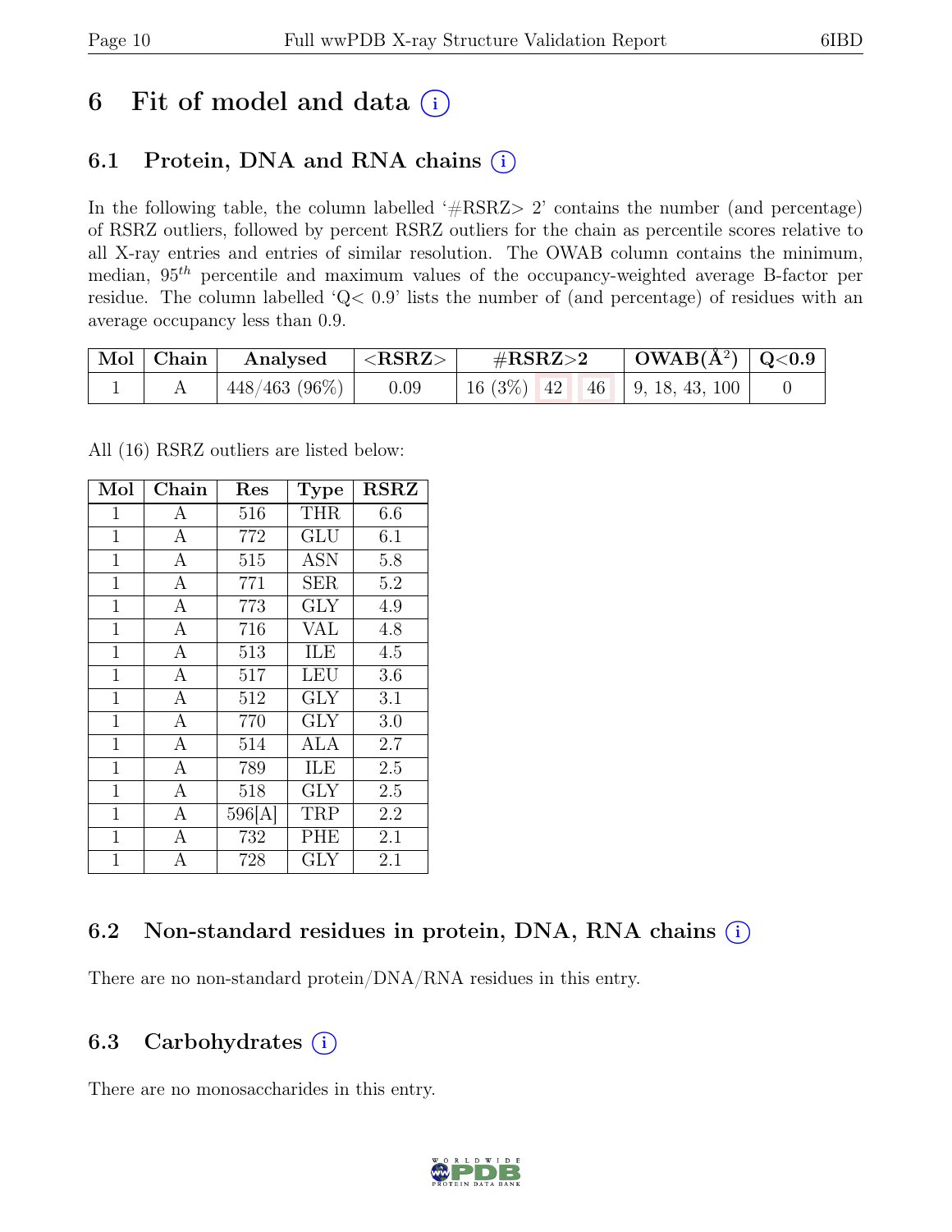# 6 Fit of model and data (i)

## 6.1 Protein, DNA and RNA chains (i)

In the following table, the column labelled '#RSRZ> 2' contains the number (and percentage) of RSRZ outliers, followed by percent RSRZ outliers for the chain as percentile scores relative to all X-ray entries and entries of similar resolution. The OWAB column contains the minimum, median, $95^{th}$ percentile and maximum values of the occupancy-weighted average B-factor per residue. The column labelled 'Q< 0.9' lists the number of (and percentage) of residues with an average occupancy less than 0.9.

| Mol | Chain | Analysed | <RSRZ> | #RSRZ>2 | | | OWAB(Å$^2$) | Q<0.9 |
|---|---|---|---|---|---|---|---|---|
| 1 | A | 448/463 (96%) | 0.09 | 16 (3%) | 42 | 46 | 9, 18, 43, 100 | 0 |

All (16) RSRZ outliers are listed below:

| Mol | Chain | Res | Type | RSRZ |
|---|---|---|---|---|
| 1 | A | 516 | THR | 6.6 |
| 1 | A | 772 | GLU | 6.1 |
| 1 | A | 515 | ASN | 5.8 |
| 1 | A | 771 | SER | 5.2 |
| 1 | A | 773 | GLY | 4.9 |
| 1 | A | 716 | VAL | 4.8 |
| 1 | A | 513 | ILE | 4.5 |
| 1 | A | 517 | LEU | 3.6 |
| 1 | A | 512 | GLY | 3.1 |
| 1 | A | 770 | GLY | 3.0 |
| 1 | A | 514 | ALA | 2.7 |
| 1 | A | 789 | ILE | 2.5 |
| 1 | A | 518 | GLY | 2.5 |
| 1 | A | 596[A] | TRP | 2.2 |
| 1 | A | 732 | PHE | 2.1 |
| 1 | A | 728 | GLY | 2.1 |

## 6.2 Non-standard residues in protein, DNA, RNA chains (i)

There are no non-standard protein/DNA/RNA residues in this entry.

## 6.3 Carbohydrates (i)

There are no monosaccharides in this entry.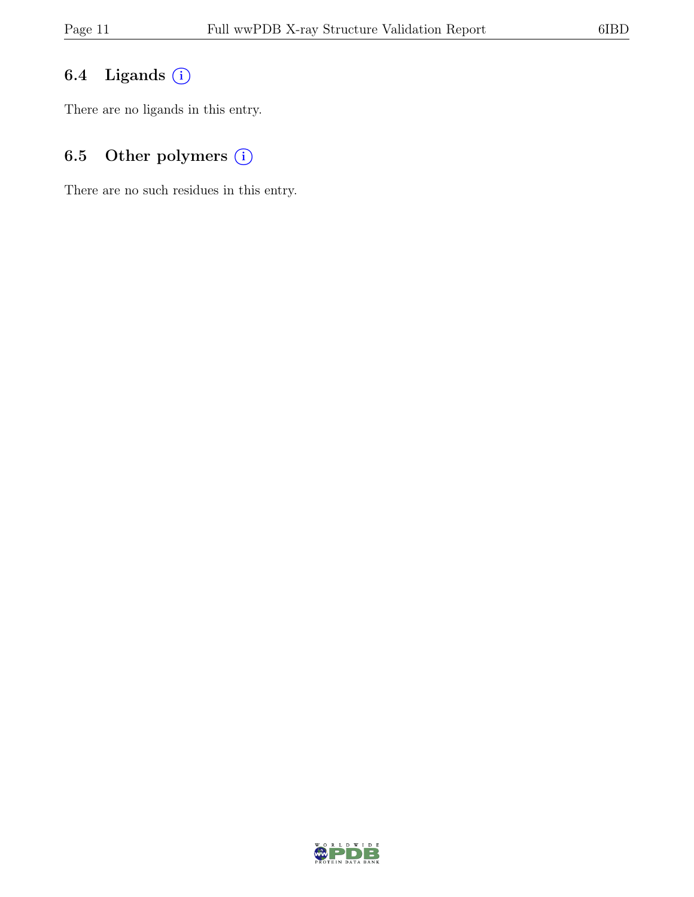### 6.4 Ligands

There are no ligands in this entry.

### 6.5 Other polymers

There are no such residues in this entry.